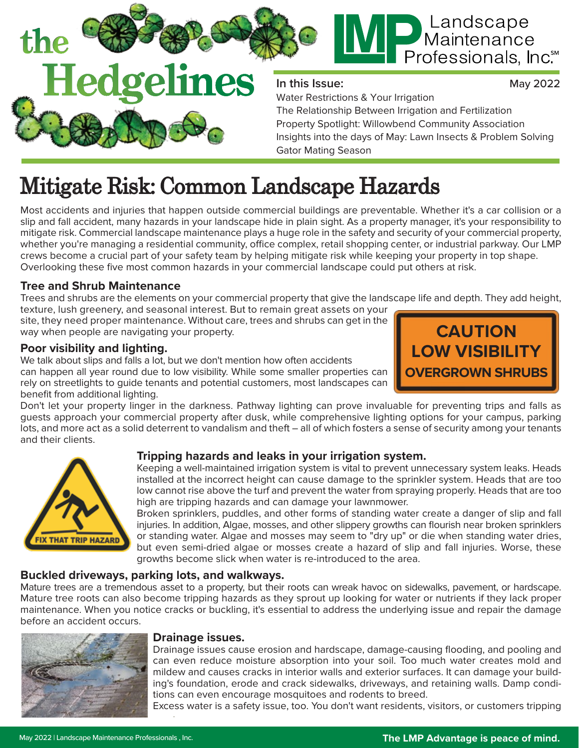# the Hedgelines

Landscape Maintenance Professionals, Inc.℠

**In this Issue:** May 2022

Water Restrictions & Your Irrigation
The Relationship Between Irrigation and Fertilization
Property Spotlight: Willowbend Community Association
Insights into the days of May: Lawn Insects & Problem Solving
Gator Mating Season

# Mitigate Risk: Common Landscape Hazards

Most accidents and injuries that happen outside commercial buildings are preventable. Whether it's a car collision or a slip and fall accident, many hazards in your landscape hide in plain sight. As a property manager, it's your responsibility to mitigate risk. Commercial landscape maintenance plays a huge role in the safety and security of your commercial property, whether you're managing a residential community, office complex, retail shopping center, or industrial parkway. Our LMP crews become a crucial part of your safety team by helping mitigate risk while keeping your property in top shape. Overlooking these five most common hazards in your commercial landscape could put others at risk.

### Tree and Shrub Maintenance

Trees and shrubs are the elements on your commercial property that give the landscape life and depth. They add height, texture, lush greenery, and seasonal interest. But to remain great assets on your site, they need proper maintenance. Without care, trees and shrubs can get in the way when people are navigating your property.

CAUTION LOW VISIBILITY OVERGROWN SHRUBS

### Poor visibility and lighting.

We talk about slips and falls a lot, but we don't mention how often accidents can happen all year round due to low visibility. While some smaller properties can rely on streetlights to guide tenants and potential customers, most landscapes can benefit from additional lighting.

Don't let your property linger in the darkness. Pathway lighting can prove invaluable for preventing trips and falls as guests approach your commercial property after dusk, while comprehensive lighting options for your campus, parking lots, and more act as a solid deterrent to vandalism and theft – all of which fosters a sense of security among your tenants and their clients.

FIX THAT TRIP HAZARD

### Tripping hazards and leaks in your irrigation system.

Keeping a well-maintained irrigation system is vital to prevent unnecessary system leaks. Heads installed at the incorrect height can cause damage to the sprinkler system. Heads that are too low cannot rise above the turf and prevent the water from spraying properly. Heads that are too high are tripping hazards and can damage your lawnmower.

Broken sprinklers, puddles, and other forms of standing water create a danger of slip and fall injuries. In addition, Algae, mosses, and other slippery growths can flourish near broken sprinklers or standing water. Algae and mosses may seem to "dry up" or die when standing water dries, but even semi-dried algae or mosses create a hazard of slip and fall injuries. Worse, these growths become slick when water is re-introduced to the area.

### Buckled driveways, parking lots, and walkways.

Mature trees are a tremendous asset to a property, but their roots can wreak havoc on sidewalks, pavement, or hardscape. Mature tree roots can also become tripping hazards as they sprout up looking for water or nutrients if they lack proper maintenance. When you notice cracks or buckling, it's essential to address the underlying issue and repair the damage before an accident occurs.

### Drainage issues.

Drainage issues cause erosion and hardscape, damage-causing flooding, and pooling and can even reduce moisture absorption into your soil. Too much water creates mold and mildew and causes cracks in interior walls and exterior surfaces. It can damage your building's foundation, erode and crack sidewalks, driveways, and retaining walls. Damp conditions can even encourage mosquitoes and rodents to breed.

Excess water is a safety issue, too. You don't want residents, visitors, or customers tripping

**The LMP Advantage is peace of mind.**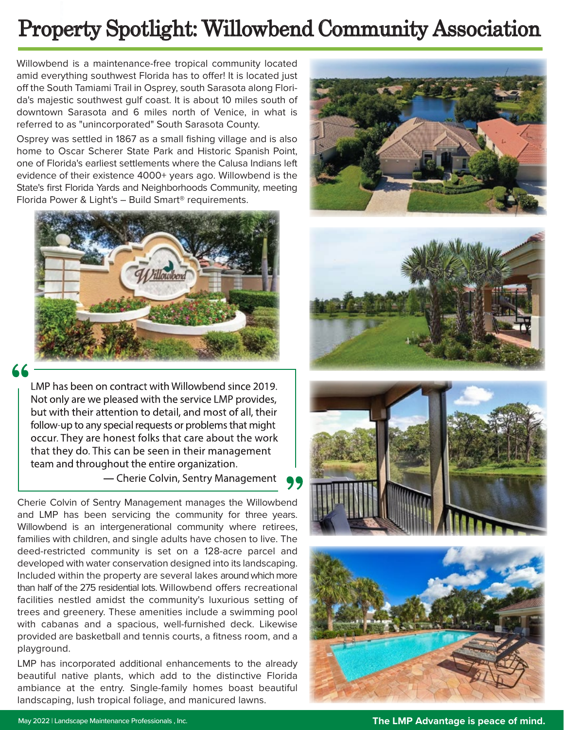# Property Spotlight: Willowbend Community Association

Willowbend is a maintenance-free tropical community located amid everything southwest Florida has to offer! It is located just off the South Tamiami Trail in Osprey, south Sarasota along Florida's majestic southwest gulf coast. It is about 10 miles south of downtown Sarasota and 6 miles north of Venice, in what is referred to as "unincorporated" South Sarasota County.

Osprey was settled in 1867 as a small fishing village and is also home to Oscar Scherer State Park and Historic Spanish Point, one of Florida's earliest settlements where the Calusa Indians left evidence of their existence 4000+ years ago. Willowbend is the State's first Florida Yards and Neighborhoods Community, meeting Florida Power & Light's – Build Smart® requirements.

> "LMP has been on contract with Willowbend since 2019. Not only are we pleased with the service LMP provides, but with their attention to detail, and most of all, their follow-up to any special requests or problems that might occur. They are honest folks that care about the work that they do. This can be seen in their management team and throughout the entire organization."
>
> — Cherie Colvin, Sentry Management

Cherie Colvin of Sentry Management manages the Willowbend and LMP has been servicing the community for three years. Willowbend is an intergenerational community where retirees, families with children, and single adults have chosen to live. The deed-restricted community is set on a 128-acre parcel and developed with water conservation designed into its landscaping. Included within the property are several lakes around which more than half of the 275 residential lots. Willowbend offers recreational facilities nestled amidst the community's luxurious setting of trees and greenery. These amenities include a swimming pool with cabanas and a spacious, well-furnished deck. Likewise provided are basketball and tennis courts, a fitness room, and a playground.

LMP has incorporated additional enhancements to the already beautiful native plants, which add to the distinctive Florida ambiance at the entry. Single-family homes boast beautiful landscaping, lush tropical foliage, and manicured lawns.

**The LMP Advantage is peace of mind.**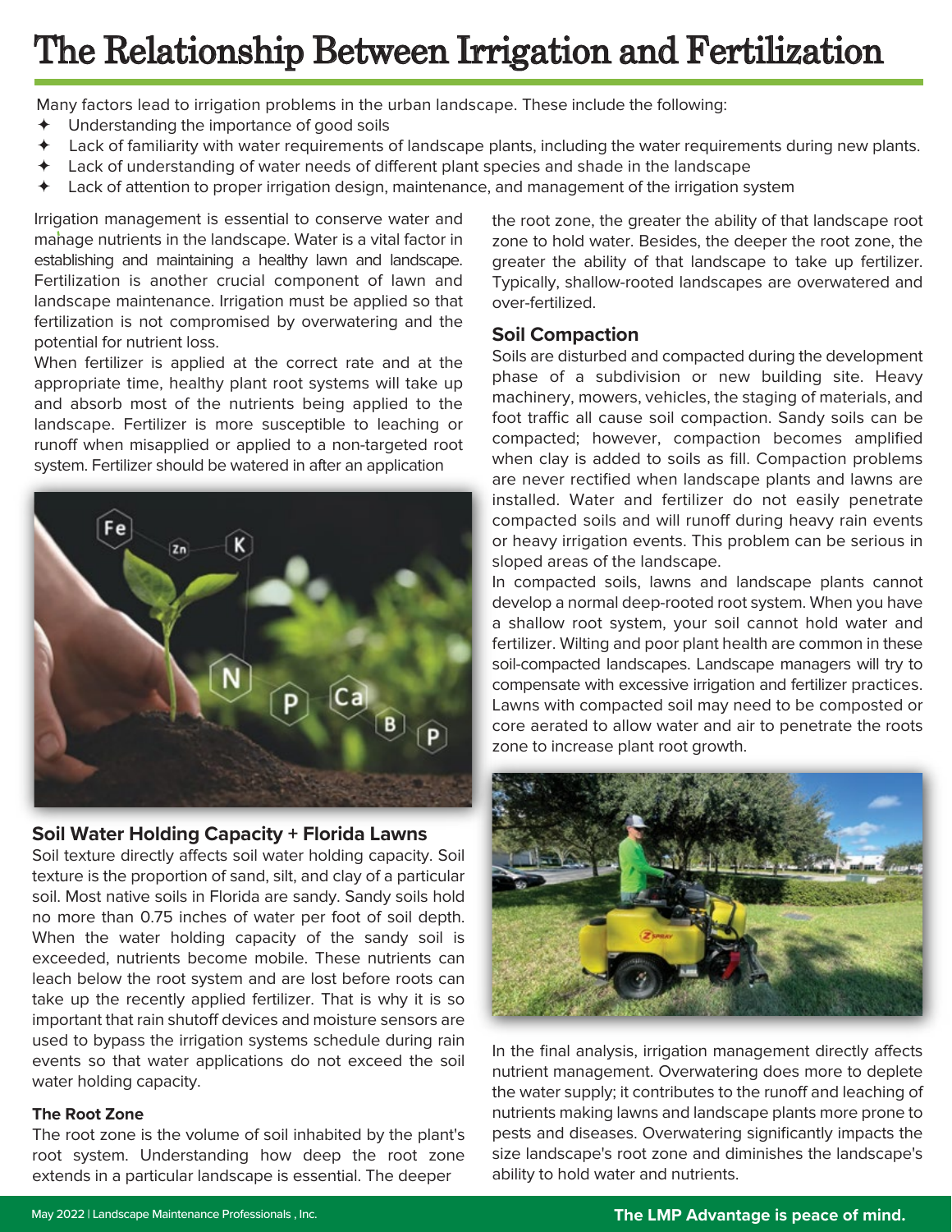# The Relationship Between Irrigation and Fertilization

Many factors lead to irrigation problems in the urban landscape. These include the following:

- Understanding the importance of good soils
- Lack of familiarity with water requirements of landscape plants, including the water requirements during new plants.
- Lack of understanding of water needs of different plant species and shade in the landscape
- Lack of attention to proper irrigation design, maintenance, and management of the irrigation system

Irrigation management is essential to conserve water and manage nutrients in the landscape. Water is a vital factor in establishing and maintaining a healthy lawn and landscape. Fertilization is another crucial component of lawn and landscape maintenance. Irrigation must be applied so that fertilization is not compromised by overwatering and the potential for nutrient loss.

When fertilizer is applied at the correct rate and at the appropriate time, healthy plant root systems will take up and absorb most of the nutrients being applied to the landscape. Fertilizer is more susceptible to leaching or runoff when misapplied or applied to a non-targeted root system. Fertilizer should be watered in after an application

## Soil Water Holding Capacity + Florida Lawns

Soil texture directly affects soil water holding capacity. Soil texture is the proportion of sand, silt, and clay of a particular soil. Most native soils in Florida are sandy. Sandy soils hold no more than 0.75 inches of water per foot of soil depth. When the water holding capacity of the sandy soil is exceeded, nutrients become mobile. These nutrients can leach below the root system and are lost before roots can take up the recently applied fertilizer. That is why it is so important that rain shutoff devices and moisture sensors are used to bypass the irrigation systems schedule during rain events so that water applications do not exceed the soil water holding capacity.

### The Root Zone

The root zone is the volume of soil inhabited by the plant's root system. Understanding how deep the root zone extends in a particular landscape is essential. The deeper the root zone, the greater the ability of that landscape root zone to hold water. Besides, the deeper the root zone, the greater the ability of that landscape to take up fertilizer. Typically, shallow-rooted landscapes are overwatered and over-fertilized.

## Soil Compaction

Soils are disturbed and compacted during the development phase of a subdivision or new building site. Heavy machinery, mowers, vehicles, the staging of materials, and foot traffic all cause soil compaction. Sandy soils can be compacted; however, compaction becomes amplified when clay is added to soils as fill. Compaction problems are never rectified when landscape plants and lawns are installed. Water and fertilizer do not easily penetrate compacted soils and will runoff during heavy rain events or heavy irrigation events. This problem can be serious in sloped areas of the landscape.

In compacted soils, lawns and landscape plants cannot develop a normal deep-rooted root system. When you have a shallow root system, your soil cannot hold water and fertilizer. Wilting and poor plant health are common in these soil-compacted landscapes. Landscape managers will try to compensate with excessive irrigation and fertilizer practices. Lawns with compacted soil may need to be composted or core aerated to allow water and air to penetrate the roots zone to increase plant root growth.

In the final analysis, irrigation management directly affects nutrient management. Overwatering does more to deplete the water supply; it contributes to the runoff and leaching of nutrients making lawns and landscape plants more prone to pests and diseases. Overwatering significantly impacts the size landscape's root zone and diminishes the landscape's ability to hold water and nutrients.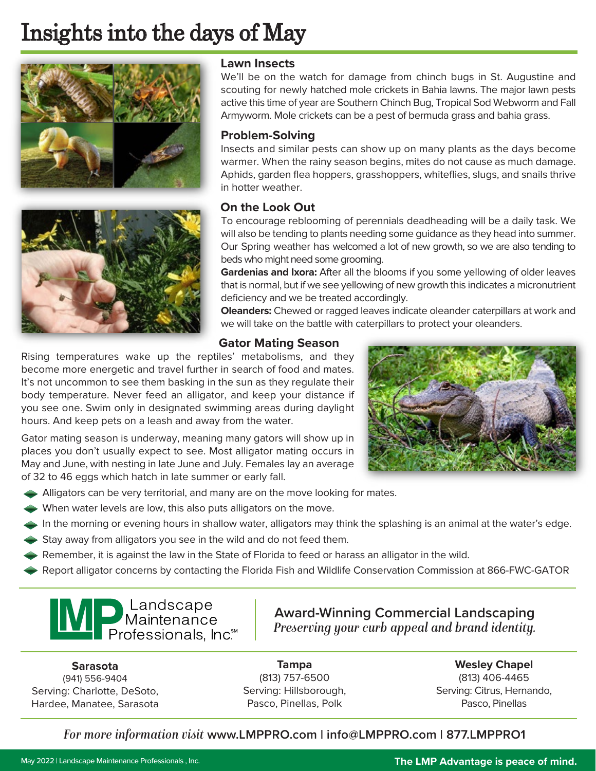# Insights into the days of May

### Lawn Insects

We'll be on the watch for damage from chinch bugs in St. Augustine and scouting for newly hatched mole crickets in Bahia lawns. The major lawn pests active this time of year are Southern Chinch Bug, Tropical Sod Webworm and Fall Armyworm. Mole crickets can be a pest of bermuda grass and bahia grass.

### Problem-Solving

Insects and similar pests can show up on many plants as the days become warmer. When the rainy season begins, mites do not cause as much damage. Aphids, garden flea hoppers, grasshoppers, whiteflies, slugs, and snails thrive in hotter weather.

### On the Look Out

To encourage reblooming of perennials deadheading will be a daily task. We will also be tending to plants needing some guidance as they head into summer. Our Spring weather has welcomed a lot of new growth, so we are also tending to beds who might need some grooming.

**Gardenias and Ixora:** After all the blooms if you some yellowing of older leaves that is normal, but if we see yellowing of new growth this indicates a micronutrient deficiency and we be treated accordingly.

**Oleanders:** Chewed or ragged leaves indicate oleander caterpillars at work and we will take on the battle with caterpillars to protect your oleanders.

### Gator Mating Season

Rising temperatures wake up the reptiles' metabolisms, and they become more energetic and travel further in search of food and mates. It's not uncommon to see them basking in the sun as they regulate their body temperature. Never feed an alligator, and keep your distance if you see one. Swim only in designated swimming areas during daylight hours. And keep pets on a leash and away from the water.

Gator mating season is underway, meaning many gators will show up in places you don't usually expect to see. Most alligator mating occurs in May and June, with nesting in late June and July. Females lay an average of 32 to 46 eggs which hatch in late summer or early fall.

- Alligators can be very territorial, and many are on the move looking for mates.
- When water levels are low, this also puts alligators on the move.
- In the morning or evening hours in shallow water, alligators may think the splashing is an animal at the water's edge.
- Stay away from alligators you see in the wild and do not feed them.
- Remember, it is against the law in the State of Florida to feed or harass an alligator in the wild.
- Report alligator concerns by contacting the Florida Fish and Wildlife Conservation Commission at 866-FWC-GATOR

LMP Landscape Maintenance Professionals, Inc.℠

**Award-Winning Commercial Landscaping**
*Preserving your curb appeal and brand identity.*

**Sarasota**
(941) 556-9404
Serving: Charlotte, DeSoto, Hardee, Manatee, Sarasota

**Tampa**
(813) 757-6500
Serving: Hillsborough, Pasco, Pinellas, Polk

**Wesley Chapel**
(813) 406-4465
Serving: Citrus, Hernando, Pasco, Pinellas

*For more information visit* **www.LMPPRO.com | info@LMPPRO.com | 877.LMPPRO1**

May 2022 | Landscape Maintenance Professionals , Inc.

**The LMP Advantage is peace of mind.**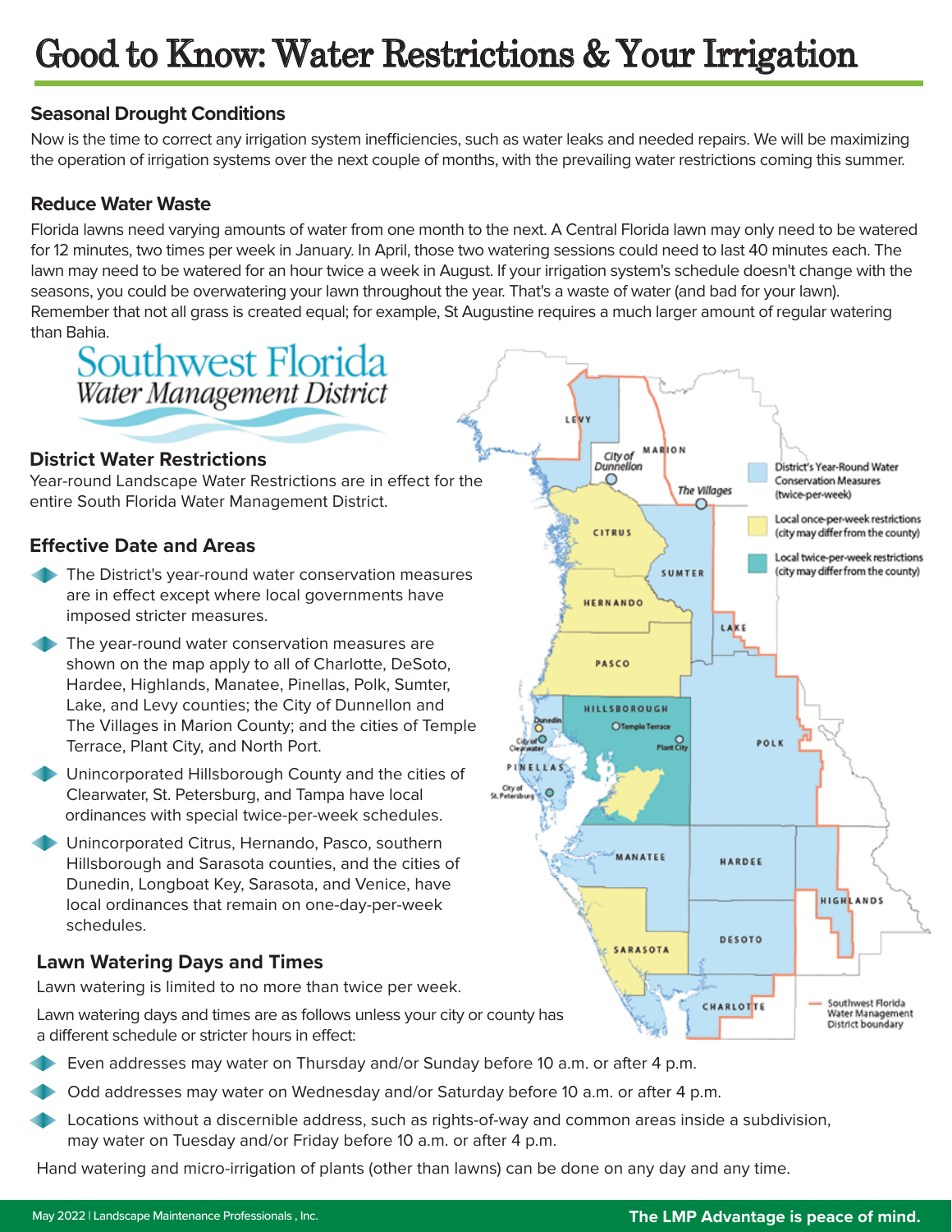# Good to Know: Water Restrictions & Your Irrigation

### Seasonal Drought Conditions

Now is the time to correct any irrigation system inefficiencies, such as water leaks and needed repairs. We will be maximizing the operation of irrigation systems over the next couple of months, with the prevailing water restrictions coming this summer.

### Reduce Water Waste

Florida lawns need varying amounts of water from one month to the next. A Central Florida lawn may only need to be watered for 12 minutes, two times per week in January. In April, those two watering sessions could need to last 40 minutes each. The lawn may need to be watered for an hour twice a week in August. If your irrigation system's schedule doesn't change with the seasons, you could be overwatering your lawn throughout the year. That's a waste of water (and bad for your lawn). Remember that not all grass is created equal; for example, St Augustine requires a much larger amount of regular watering than Bahia.

Southwest Florida *Water Management District*

### District Water Restrictions

Year-round Landscape Water Restrictions are in effect for the entire South Florida Water Management District.

### Effective Date and Areas

- The District's year-round water conservation measures are in effect except where local governments have imposed stricter measures.
- The year-round water conservation measures are shown on the map apply to all of Charlotte, DeSoto, Hardee, Highlands, Manatee, Pinellas, Polk, Sumter, Lake, and Levy counties; the City of Dunnellon and The Villages in Marion County; and the cities of Temple Terrace, Plant City, and North Port.
- Unincorporated Hillsborough County and the cities of Clearwater, St. Petersburg, and Tampa have local ordinances with special twice-per-week schedules.
- Unincorporated Citrus, Hernando, Pasco, southern Hillsborough and Sarasota counties, and the cities of Dunedin, Longboat Key, Sarasota, and Venice, have local ordinances that remain on one-day-per-week schedules.

Map legend:
- District's Year-Round Water Conservation Measures (twice-per-week)
- Local once-per-week restrictions (city may differ from the county)
- Local twice-per-week restrictions (city may differ from the county)
- Southwest Florida Water Management District boundary

### Lawn Watering Days and Times

Lawn watering is limited to no more than twice per week.

Lawn watering days and times are as follows unless your city or county has a different schedule or stricter hours in effect:

- Even addresses may water on Thursday and/or Sunday before 10 a.m. or after 4 p.m.
- Odd addresses may water on Wednesday and/or Saturday before 10 a.m. or after 4 p.m.
- Locations without a discernible address, such as rights-of-way and common areas inside a subdivision, may water on Tuesday and/or Friday before 10 a.m. or after 4 p.m.

Hand watering and micro-irrigation of plants (other than lawns) can be done on any day and any time.

May 2022 | Landscape Maintenance Professionals , Inc. **The LMP Advantage is peace of mind.**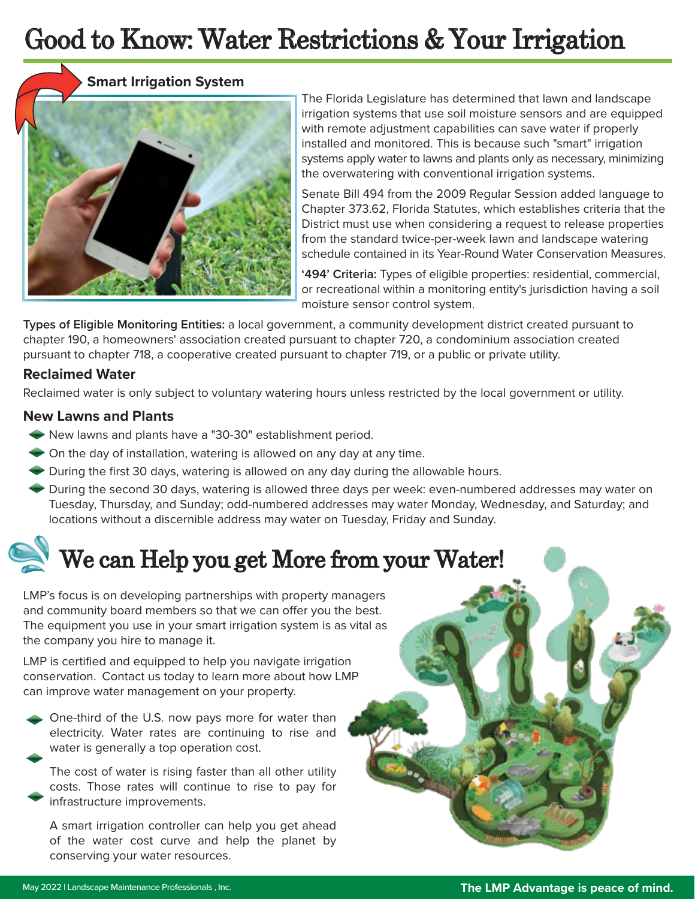# Good to Know: Water Restrictions & Your Irrigation

### Smart Irrigation System

The Florida Legislature has determined that lawn and landscape irrigation systems that use soil moisture sensors and are equipped with remote adjustment capabilities can save water if properly installed and monitored. This is because such "smart" irrigation systems apply water to lawns and plants only as necessary, minimizing the overwatering with conventional irrigation systems.

Senate Bill 494 from the 2009 Regular Session added language to Chapter 373.62, Florida Statutes, which establishes criteria that the District must use when considering a request to release properties from the standard twice-per-week lawn and landscape watering schedule contained in its Year-Round Water Conservation Measures.

**'494' Criteria:** Types of eligible properties: residential, commercial, or recreational within a monitoring entity's jurisdiction having a soil moisture sensor control system.

**Types of Eligible Monitoring Entities:** a local government, a community development district created pursuant to chapter 190, a homeowners' association created pursuant to chapter 720, a condominium association created pursuant to chapter 718, a cooperative created pursuant to chapter 719, or a public or private utility.

### Reclaimed Water

Reclaimed water is only subject to voluntary watering hours unless restricted by the local government or utility.

### New Lawns and Plants

- New lawns and plants have a "30-30" establishment period.
- On the day of installation, watering is allowed on any day at any time.
- During the first 30 days, watering is allowed on any day during the allowable hours.
- During the second 30 days, watering is allowed three days per week: even-numbered addresses may water on Tuesday, Thursday, and Sunday; odd-numbered addresses may water Monday, Wednesday, and Saturday; and locations without a discernible address may water on Tuesday, Friday and Sunday.

# We can Help you get More from your Water!

LMP's focus is on developing partnerships with property managers and community board members so that we can offer you the best. The equipment you use in your smart irrigation system is as vital as the company you hire to manage it.

LMP is certified and equipped to help you navigate irrigation conservation. Contact us today to learn more about how LMP can improve water management on your property.

- One-third of the U.S. now pays more for water than electricity. Water rates are continuing to rise and water is generally a top operation cost.
- The cost of water is rising faster than all other utility costs. Those rates will continue to rise to pay for infrastructure improvements.
- A smart irrigation controller can help you get ahead of the water cost curve and help the planet by conserving your water resources.

May 2022 | Landscape Maintenance Professionals , Inc.

**The LMP Advantage is peace of mind.**